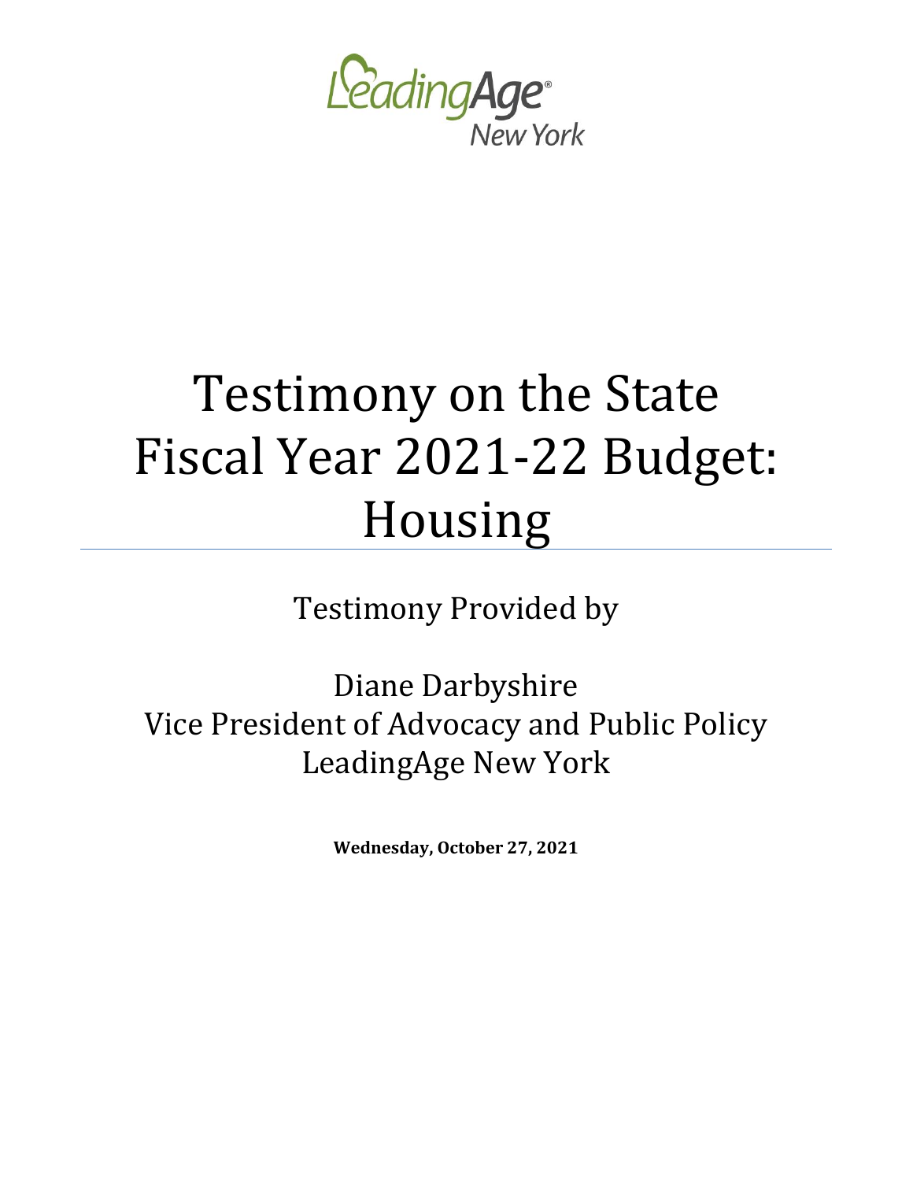LeadingAge New York

# Testimony on the State Fiscal Year 2021-22 Budget: Housing

Testimony Provided by

Diane Darbyshire
Vice President of Advocacy and Public Policy
LeadingAge New York

**Wednesday, October 27, 2021**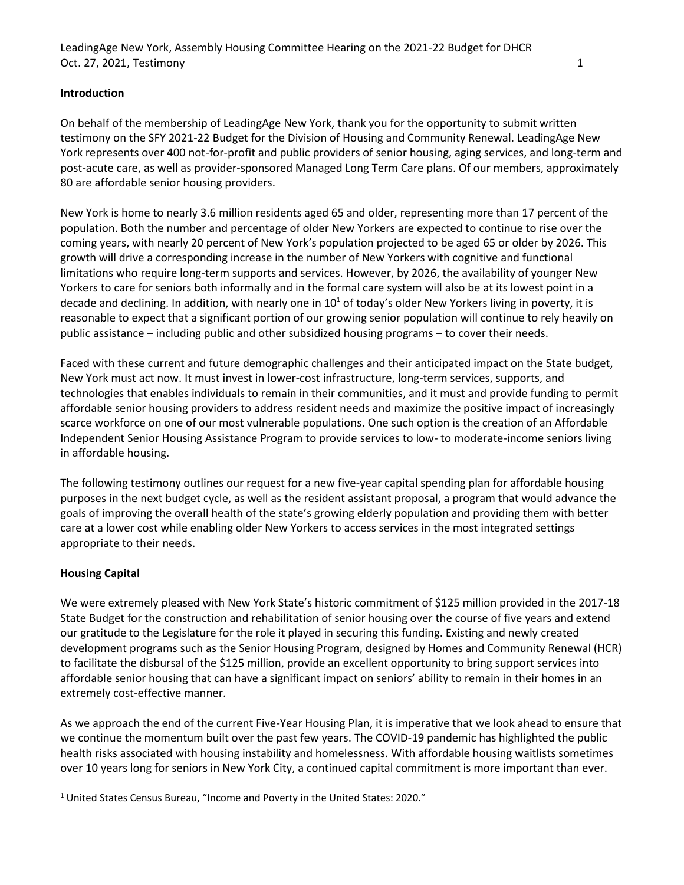## Introduction

On behalf of the membership of LeadingAge New York, thank you for the opportunity to submit written testimony on the SFY 2021-22 Budget for the Division of Housing and Community Renewal. LeadingAge New York represents over 400 not-for-profit and public providers of senior housing, aging services, and long-term and post-acute care, as well as provider-sponsored Managed Long Term Care plans. Of our members, approximately 80 are affordable senior housing providers.

New York is home to nearly 3.6 million residents aged 65 and older, representing more than 17 percent of the population. Both the number and percentage of older New Yorkers are expected to continue to rise over the coming years, with nearly 20 percent of New York's population projected to be aged 65 or older by 2026. This growth will drive a corresponding increase in the number of New Yorkers with cognitive and functional limitations who require long-term supports and services. However, by 2026, the availability of younger New Yorkers to care for seniors both informally and in the formal care system will also be at its lowest point in a decade and declining. In addition, with nearly one in 10[1] of today's older New Yorkers living in poverty, it is reasonable to expect that a significant portion of our growing senior population will continue to rely heavily on public assistance – including public and other subsidized housing programs – to cover their needs.

Faced with these current and future demographic challenges and their anticipated impact on the State budget, New York must act now. It must invest in lower-cost infrastructure, long-term services, supports, and technologies that enables individuals to remain in their communities, and it must and provide funding to permit affordable senior housing providers to address resident needs and maximize the positive impact of increasingly scarce workforce on one of our most vulnerable populations. One such option is the creation of an Affordable Independent Senior Housing Assistance Program to provide services to low- to moderate-income seniors living in affordable housing.

The following testimony outlines our request for a new five-year capital spending plan for affordable housing purposes in the next budget cycle, as well as the resident assistant proposal, a program that would advance the goals of improving the overall health of the state's growing elderly population and providing them with better care at a lower cost while enabling older New Yorkers to access services in the most integrated settings appropriate to their needs.

## Housing Capital

We were extremely pleased with New York State's historic commitment of $125 million provided in the 2017-18 State Budget for the construction and rehabilitation of senior housing over the course of five years and extend our gratitude to the Legislature for the role it played in securing this funding. Existing and newly created development programs such as the Senior Housing Program, designed by Homes and Community Renewal (HCR) to facilitate the disbursal of the $125 million, provide an excellent opportunity to bring support services into affordable senior housing that can have a significant impact on seniors' ability to remain in their homes in an extremely cost-effective manner.

As we approach the end of the current Five-Year Housing Plan, it is imperative that we look ahead to ensure that we continue the momentum built over the past few years. The COVID-19 pandemic has highlighted the public health risks associated with housing instability and homelessness. With affordable housing waitlists sometimes over 10 years long for seniors in New York City, a continued capital commitment is more important than ever.

[1] United States Census Bureau, "Income and Poverty in the United States: 2020."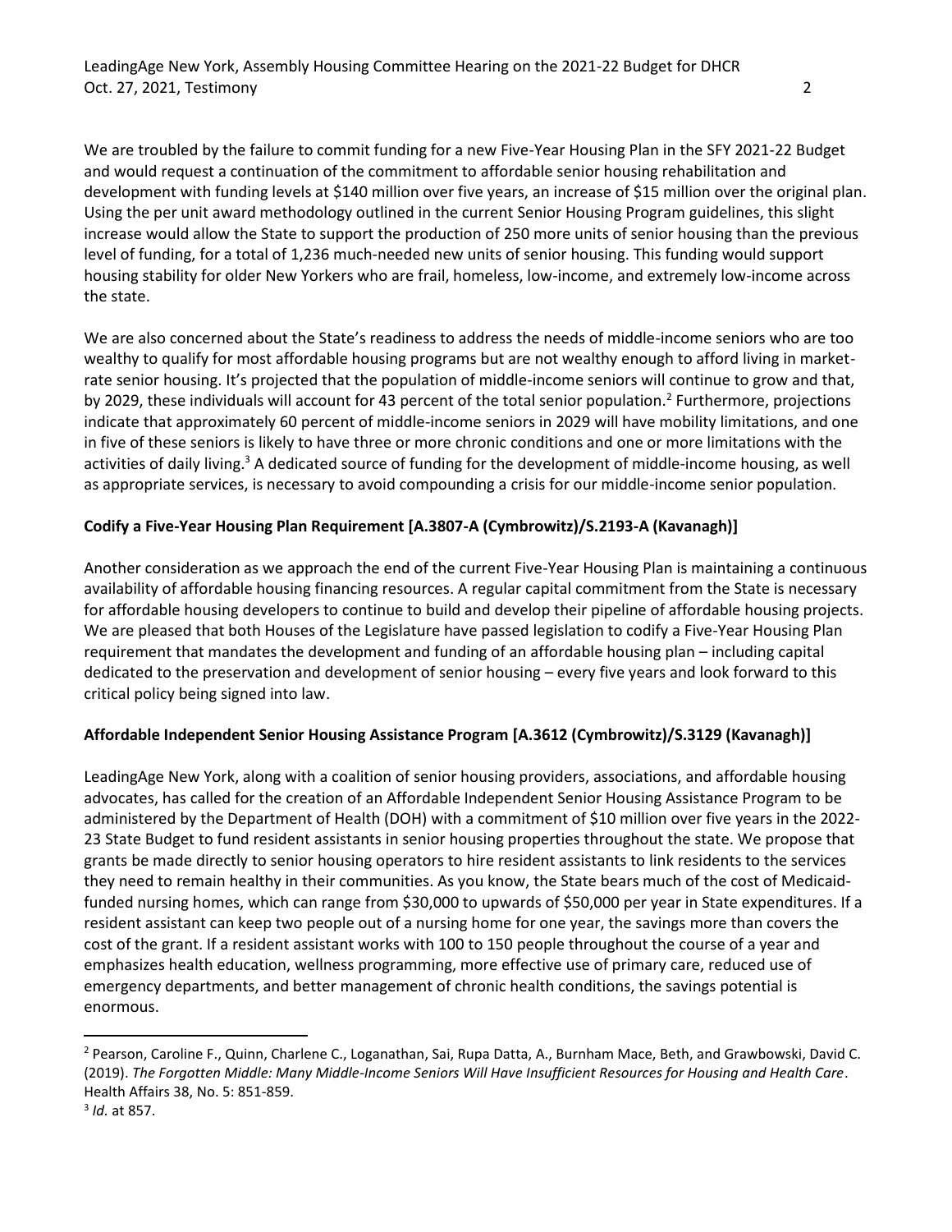We are troubled by the failure to commit funding for a new Five-Year Housing Plan in the SFY 2021-22 Budget and would request a continuation of the commitment to affordable senior housing rehabilitation and development with funding levels at $140 million over five years, an increase of $15 million over the original plan. Using the per unit award methodology outlined in the current Senior Housing Program guidelines, this slight increase would allow the State to support the production of 250 more units of senior housing than the previous level of funding, for a total of 1,236 much-needed new units of senior housing. This funding would support housing stability for older New Yorkers who are frail, homeless, low-income, and extremely low-income across the state.

We are also concerned about the State's readiness to address the needs of middle-income seniors who are too wealthy to qualify for most affordable housing programs but are not wealthy enough to afford living in market-rate senior housing. It's projected that the population of middle-income seniors will continue to grow and that, by 2029, these individuals will account for 43 percent of the total senior population.[2] Furthermore, projections indicate that approximately 60 percent of middle-income seniors in 2029 will have mobility limitations, and one in five of these seniors is likely to have three or more chronic conditions and one or more limitations with the activities of daily living.[3] A dedicated source of funding for the development of middle-income housing, as well as appropriate services, is necessary to avoid compounding a crisis for our middle-income senior population.

**Codify a Five-Year Housing Plan Requirement [A.3807-A (Cymbrowitz)/S.2193-A (Kavanagh)]**

Another consideration as we approach the end of the current Five-Year Housing Plan is maintaining a continuous availability of affordable housing financing resources. A regular capital commitment from the State is necessary for affordable housing developers to continue to build and develop their pipeline of affordable housing projects. We are pleased that both Houses of the Legislature have passed legislation to codify a Five-Year Housing Plan requirement that mandates the development and funding of an affordable housing plan – including capital dedicated to the preservation and development of senior housing – every five years and look forward to this critical policy being signed into law.

**Affordable Independent Senior Housing Assistance Program [A.3612 (Cymbrowitz)/S.3129 (Kavanagh)]**

LeadingAge New York, along with a coalition of senior housing providers, associations, and affordable housing advocates, has called for the creation of an Affordable Independent Senior Housing Assistance Program to be administered by the Department of Health (DOH) with a commitment of $10 million over five years in the 2022-23 State Budget to fund resident assistants in senior housing properties throughout the state. We propose that grants be made directly to senior housing operators to hire resident assistants to link residents to the services they need to remain healthy in their communities. As you know, the State bears much of the cost of Medicaid-funded nursing homes, which can range from $30,000 to upwards of $50,000 per year in State expenditures. If a resident assistant can keep two people out of a nursing home for one year, the savings more than covers the cost of the grant. If a resident assistant works with 100 to 150 people throughout the course of a year and emphasizes health education, wellness programming, more effective use of primary care, reduced use of emergency departments, and better management of chronic health conditions, the savings potential is enormous.

---

[2] Pearson, Caroline F., Quinn, Charlene C., Loganathan, Sai, Rupa Datta, A., Burnham Mace, Beth, and Grawbowski, David C. (2019). *The Forgotten Middle: Many Middle-Income Seniors Will Have Insufficient Resources for Housing and Health Care*. Health Affairs 38, No. 5: 851-859.

[3] *Id.* at 857.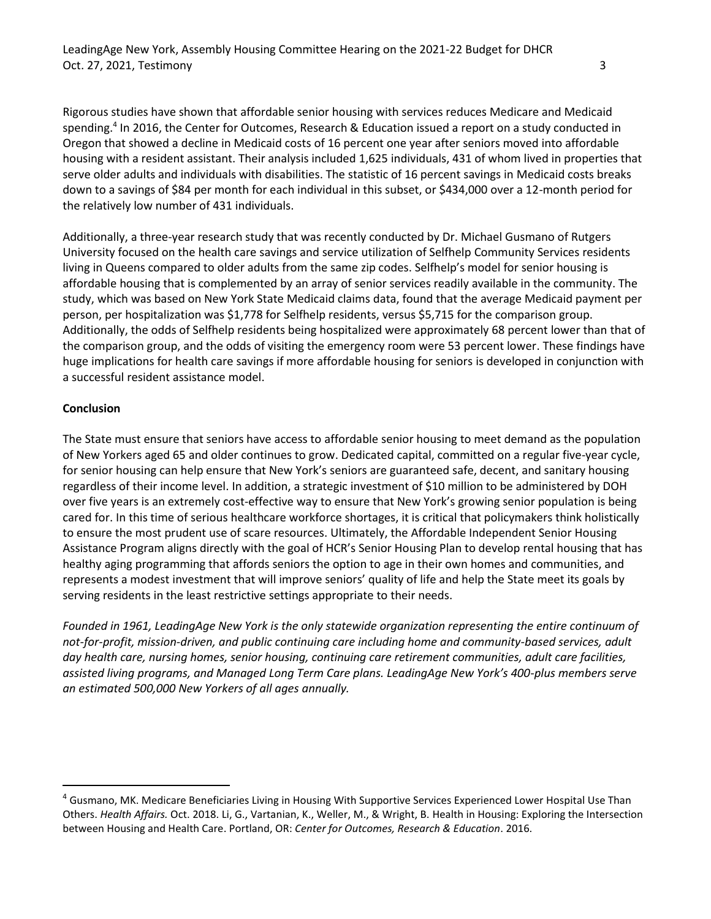Rigorous studies have shown that affordable senior housing with services reduces Medicare and Medicaid spending.[4] In 2016, the Center for Outcomes, Research & Education issued a report on a study conducted in Oregon that showed a decline in Medicaid costs of 16 percent one year after seniors moved into affordable housing with a resident assistant. Their analysis included 1,625 individuals, 431 of whom lived in properties that serve older adults and individuals with disabilities. The statistic of 16 percent savings in Medicaid costs breaks down to a savings of $84 per month for each individual in this subset, or $434,000 over a 12-month period for the relatively low number of 431 individuals.

Additionally, a three-year research study that was recently conducted by Dr. Michael Gusmano of Rutgers University focused on the health care savings and service utilization of Selfhelp Community Services residents living in Queens compared to older adults from the same zip codes. Selfhelp's model for senior housing is affordable housing that is complemented by an array of senior services readily available in the community. The study, which was based on New York State Medicaid claims data, found that the average Medicaid payment per person, per hospitalization was $1,778 for Selfhelp residents, versus $5,715 for the comparison group. Additionally, the odds of Selfhelp residents being hospitalized were approximately 68 percent lower than that of the comparison group, and the odds of visiting the emergency room were 53 percent lower. These findings have huge implications for health care savings if more affordable housing for seniors is developed in conjunction with a successful resident assistance model.

**Conclusion**

The State must ensure that seniors have access to affordable senior housing to meet demand as the population of New Yorkers aged 65 and older continues to grow. Dedicated capital, committed on a regular five-year cycle, for senior housing can help ensure that New York's seniors are guaranteed safe, decent, and sanitary housing regardless of their income level. In addition, a strategic investment of $10 million to be administered by DOH over five years is an extremely cost-effective way to ensure that New York's growing senior population is being cared for. In this time of serious healthcare workforce shortages, it is critical that policymakers think holistically to ensure the most prudent use of scare resources. Ultimately, the Affordable Independent Senior Housing Assistance Program aligns directly with the goal of HCR's Senior Housing Plan to develop rental housing that has healthy aging programming that affords seniors the option to age in their own homes and communities, and represents a modest investment that will improve seniors' quality of life and help the State meet its goals by serving residents in the least restrictive settings appropriate to their needs.

*Founded in 1961, LeadingAge New York is the only statewide organization representing the entire continuum of not-for-profit, mission-driven, and public continuing care including home and community-based services, adult day health care, nursing homes, senior housing, continuing care retirement communities, adult care facilities, assisted living programs, and Managed Long Term Care plans. LeadingAge New York's 400-plus members serve an estimated 500,000 New Yorkers of all ages annually.*

---

[4] Gusmano, MK. Medicare Beneficiaries Living in Housing With Supportive Services Experienced Lower Hospital Use Than Others. *Health Affairs.* Oct. 2018. Li, G., Vartanian, K., Weller, M., & Wright, B. Health in Housing: Exploring the Intersection between Housing and Health Care. Portland, OR: *Center for Outcomes, Research & Education*. 2016.